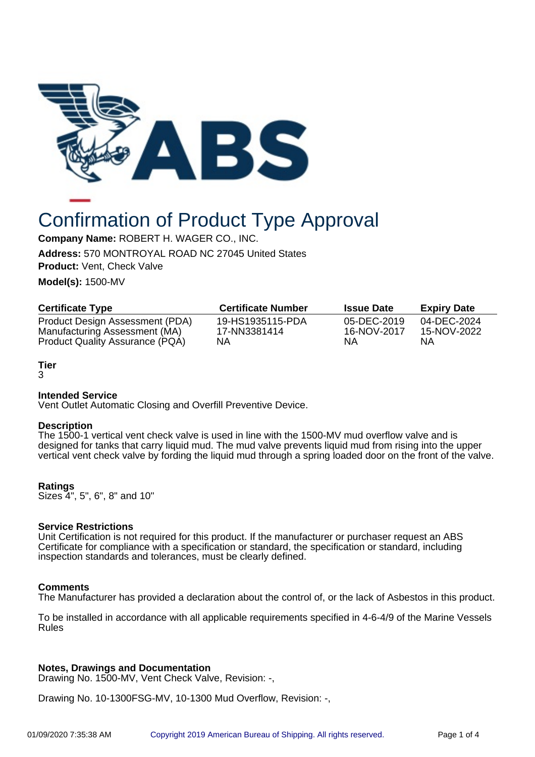# Confirmation of Product Type Approval

**Company Name:** ROBERT H. WAGER CO., INC.

**Address:** 570 MONTROYAL ROAD NC 27045 United States

**Product:** Vent, Check Valve

**Model(s):** 1500-MV

| Certificate Type | Certificate Number | Issue Date | Expiry Date |
|---|---|---|---|
| Product Design Assessment (PDA) | 19-HS1935115-PDA | 05-DEC-2019 | 04-DEC-2024 |
| Manufacturing Assessment (MA) | 17-NN3381414 | 16-NOV-2017 | 15-NOV-2022 |
| Product Quality Assurance (PQA) | NA | NA | NA |

**Tier**
3

**Intended Service**
Vent Outlet Automatic Closing and Overfill Preventive Device.

**Description**
The 1500-1 vertical vent check valve is used in line with the 1500-MV mud overflow valve and is designed for tanks that carry liquid mud. The mud valve prevents liquid mud from rising into the upper vertical vent check valve by fording the liquid mud through a spring loaded door on the front of the valve.

**Ratings**
Sizes 4", 5", 6", 8" and 10"

**Service Restrictions**
Unit Certification is not required for this product. If the manufacturer or purchaser request an ABS Certificate for compliance with a specification or standard, the specification or standard, including inspection standards and tolerances, must be clearly defined.

**Comments**
The Manufacturer has provided a declaration about the control of, or the lack of Asbestos in this product.

To be installed in accordance with all applicable requirements specified in 4-6-4/9 of the Marine Vessels Rules

**Notes, Drawings and Documentation**
Drawing No. 1500-MV, Vent Check Valve, Revision: -,

Drawing No. 10-1300FSG-MV, 10-1300 Mud Overflow, Revision: -,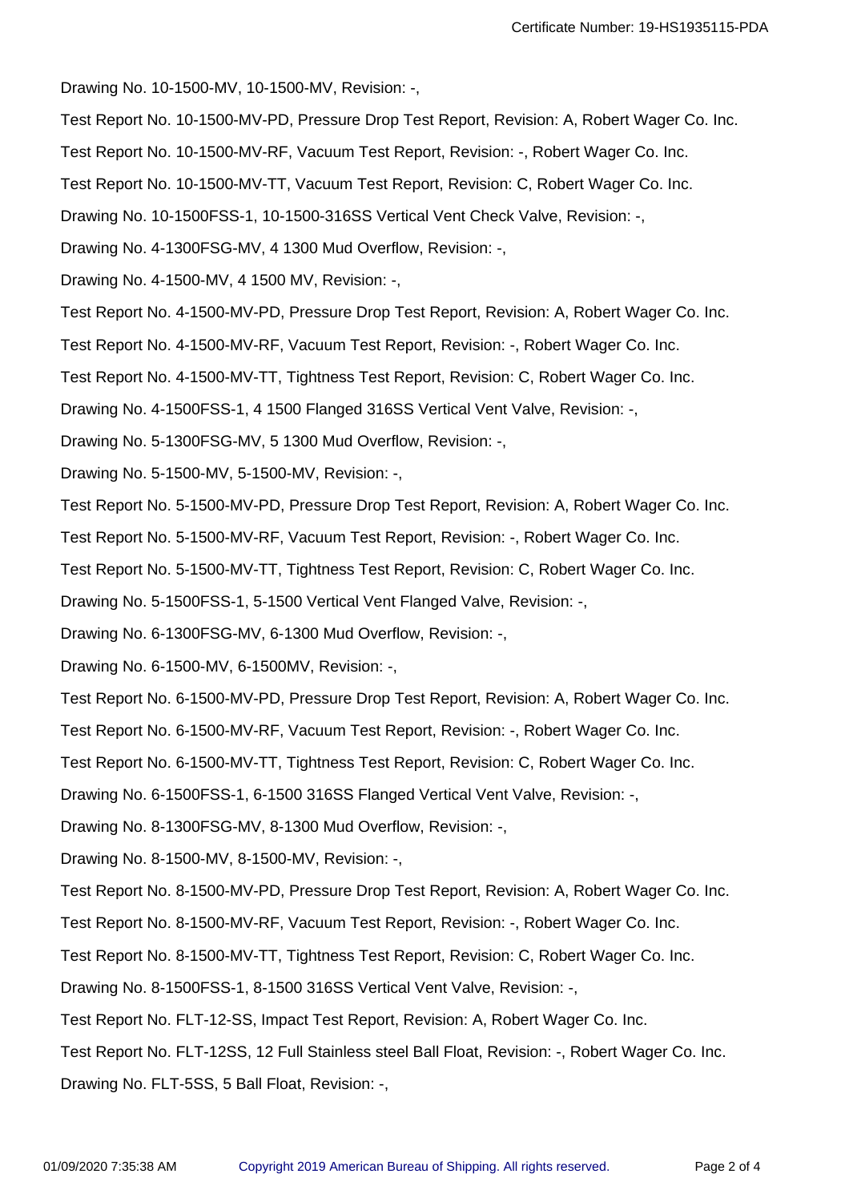Drawing No. 10-1500-MV, 10-1500-MV, Revision: -,

Test Report No. 10-1500-MV-PD, Pressure Drop Test Report, Revision: A, Robert Wager Co. Inc.

Test Report No. 10-1500-MV-RF, Vacuum Test Report, Revision: -, Robert Wager Co. Inc.

Test Report No. 10-1500-MV-TT, Vacuum Test Report, Revision: C, Robert Wager Co. Inc.

Drawing No. 10-1500FSS-1, 10-1500-316SS Vertical Vent Check Valve, Revision: -,

Drawing No. 4-1300FSG-MV, 4 1300 Mud Overflow, Revision: -,

Drawing No. 4-1500-MV, 4 1500 MV, Revision: -,

Test Report No. 4-1500-MV-PD, Pressure Drop Test Report, Revision: A, Robert Wager Co. Inc.

Test Report No. 4-1500-MV-RF, Vacuum Test Report, Revision: -, Robert Wager Co. Inc.

Test Report No. 4-1500-MV-TT, Tightness Test Report, Revision: C, Robert Wager Co. Inc.

Drawing No. 4-1500FSS-1, 4 1500 Flanged 316SS Vertical Vent Valve, Revision: -,

Drawing No. 5-1300FSG-MV, 5 1300 Mud Overflow, Revision: -,

Drawing No. 5-1500-MV, 5-1500-MV, Revision: -,

Test Report No. 5-1500-MV-PD, Pressure Drop Test Report, Revision: A, Robert Wager Co. Inc.

Test Report No. 5-1500-MV-RF, Vacuum Test Report, Revision: -, Robert Wager Co. Inc.

Test Report No. 5-1500-MV-TT, Tightness Test Report, Revision: C, Robert Wager Co. Inc.

Drawing No. 5-1500FSS-1, 5-1500 Vertical Vent Flanged Valve, Revision: -,

Drawing No. 6-1300FSG-MV, 6-1300 Mud Overflow, Revision: -,

Drawing No. 6-1500-MV, 6-1500MV, Revision: -,

Test Report No. 6-1500-MV-PD, Pressure Drop Test Report, Revision: A, Robert Wager Co. Inc.

Test Report No. 6-1500-MV-RF, Vacuum Test Report, Revision: -, Robert Wager Co. Inc.

Test Report No. 6-1500-MV-TT, Tightness Test Report, Revision: C, Robert Wager Co. Inc.

Drawing No. 6-1500FSS-1, 6-1500 316SS Flanged Vertical Vent Valve, Revision: -,

Drawing No. 8-1300FSG-MV, 8-1300 Mud Overflow, Revision: -,

Drawing No. 8-1500-MV, 8-1500-MV, Revision: -,

Test Report No. 8-1500-MV-PD, Pressure Drop Test Report, Revision: A, Robert Wager Co. Inc.

Test Report No. 8-1500-MV-RF, Vacuum Test Report, Revision: -, Robert Wager Co. Inc.

Test Report No. 8-1500-MV-TT, Tightness Test Report, Revision: C, Robert Wager Co. Inc.

Drawing No. 8-1500FSS-1, 8-1500 316SS Vertical Vent Valve, Revision: -,

Test Report No. FLT-12-SS, Impact Test Report, Revision: A, Robert Wager Co. Inc.

Test Report No. FLT-12SS, 12 Full Stainless steel Ball Float, Revision: -, Robert Wager Co. Inc.

Drawing No. FLT-5SS, 5 Ball Float, Revision: -,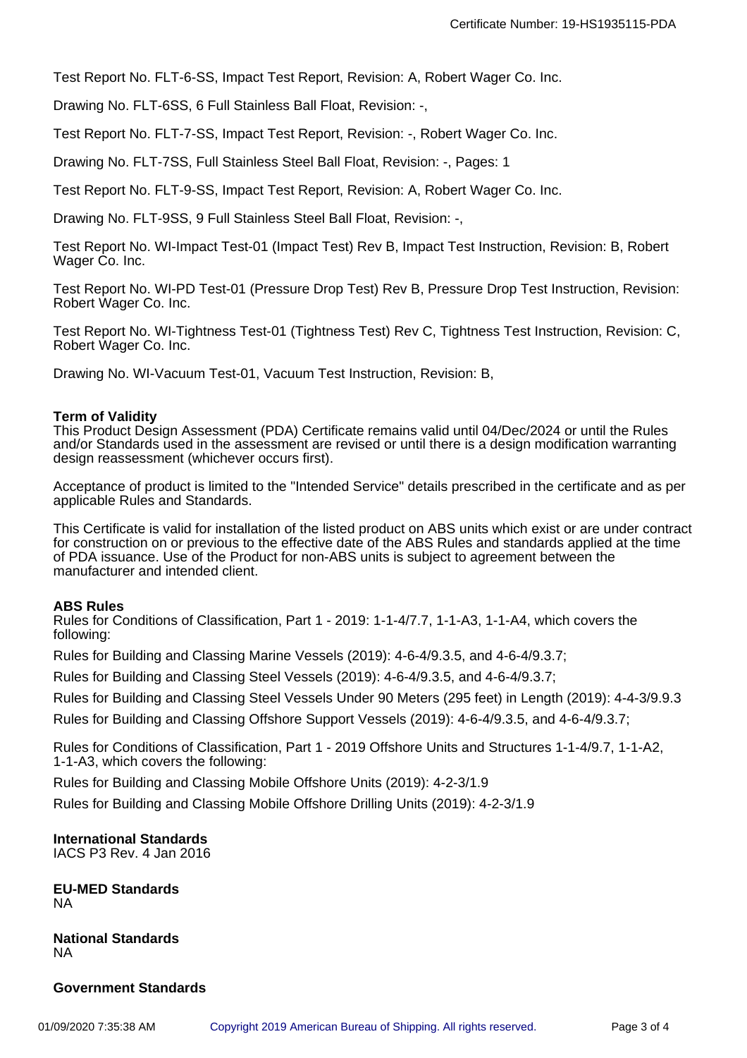Test Report No. FLT-6-SS, Impact Test Report, Revision: A, Robert Wager Co. Inc.

Drawing No. FLT-6SS, 6 Full Stainless Ball Float, Revision: -,

Test Report No. FLT-7-SS, Impact Test Report, Revision: -, Robert Wager Co. Inc.

Drawing No. FLT-7SS, Full Stainless Steel Ball Float, Revision: -, Pages: 1

Test Report No. FLT-9-SS, Impact Test Report, Revision: A, Robert Wager Co. Inc.

Drawing No. FLT-9SS, 9 Full Stainless Steel Ball Float, Revision: -,

Test Report No. WI-Impact Test-01 (Impact Test) Rev B, Impact Test Instruction, Revision: B, Robert Wager Co. Inc.

Test Report No. WI-PD Test-01 (Pressure Drop Test) Rev B, Pressure Drop Test Instruction, Revision: Robert Wager Co. Inc.

Test Report No. WI-Tightness Test-01 (Tightness Test) Rev C, Tightness Test Instruction, Revision: C, Robert Wager Co. Inc.

Drawing No. WI-Vacuum Test-01, Vacuum Test Instruction, Revision: B,

**Term of Validity**
This Product Design Assessment (PDA) Certificate remains valid until 04/Dec/2024 or until the Rules and/or Standards used in the assessment are revised or until there is a design modification warranting design reassessment (whichever occurs first).

Acceptance of product is limited to the "Intended Service" details prescribed in the certificate and as per applicable Rules and Standards.

This Certificate is valid for installation of the listed product on ABS units which exist or are under contract for construction on or previous to the effective date of the ABS Rules and standards applied at the time of PDA issuance. Use of the Product for non-ABS units is subject to agreement between the manufacturer and intended client.

**ABS Rules**
Rules for Conditions of Classification, Part 1 - 2019: 1-1-4/7.7, 1-1-A3, 1-1-A4, which covers the following:

Rules for Building and Classing Marine Vessels (2019): 4-6-4/9.3.5, and 4-6-4/9.3.7;

Rules for Building and Classing Steel Vessels (2019): 4-6-4/9.3.5, and 4-6-4/9.3.7;

Rules for Building and Classing Steel Vessels Under 90 Meters (295 feet) in Length (2019): 4-4-3/9.9.3

Rules for Building and Classing Offshore Support Vessels (2019): 4-6-4/9.3.5, and 4-6-4/9.3.7;

Rules for Conditions of Classification, Part 1 - 2019 Offshore Units and Structures 1-1-4/9.7, 1-1-A2, 1-1-A3, which covers the following:

Rules for Building and Classing Mobile Offshore Units (2019): 4-2-3/1.9

Rules for Building and Classing Mobile Offshore Drilling Units (2019): 4-2-3/1.9

**International Standards**
IACS P3 Rev. 4 Jan 2016

**EU-MED Standards**
NA

**National Standards**
NA

**Government Standards**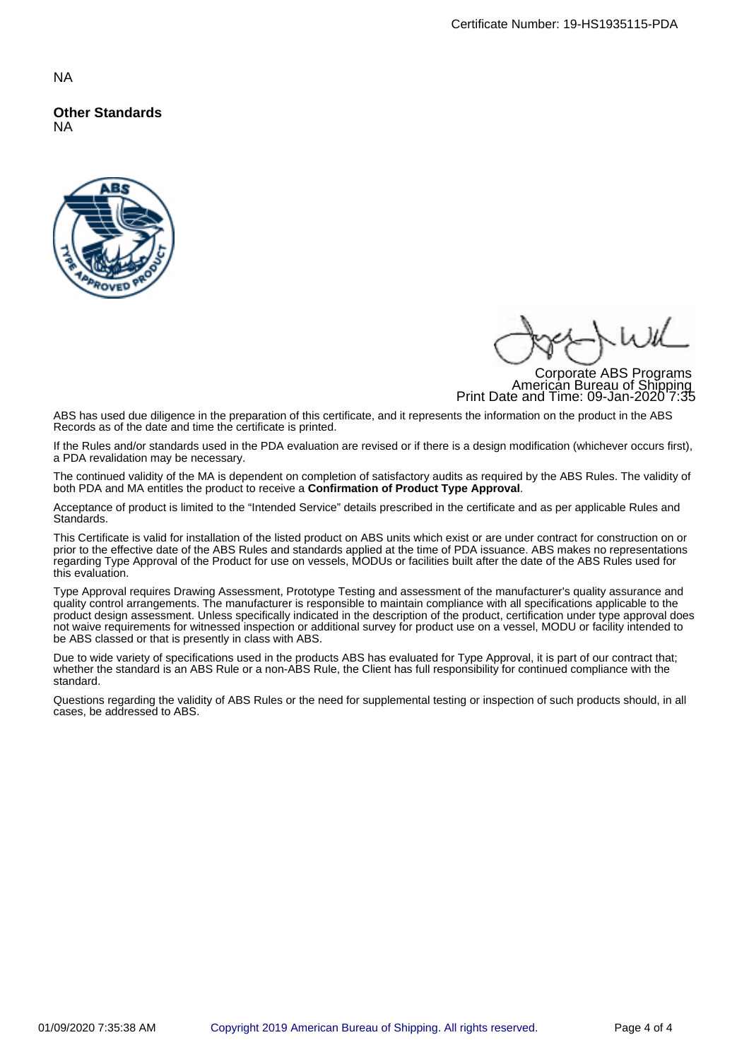NA

**Other Standards**
NA

Corporate ABS Programs
American Bureau of Shipping
Print Date and Time: 09-Jan-2020 7:35

ABS has used due diligence in the preparation of this certificate, and it represents the information on the product in the ABS Records as of the date and time the certificate is printed.

If the Rules and/or standards used in the PDA evaluation are revised or if there is a design modification (whichever occurs first), a PDA revalidation may be necessary.

The continued validity of the MA is dependent on completion of satisfactory audits as required by the ABS Rules. The validity of both PDA and MA entitles the product to receive a **Confirmation of Product Type Approval**.

Acceptance of product is limited to the "Intended Service" details prescribed in the certificate and as per applicable Rules and Standards.

This Certificate is valid for installation of the listed product on ABS units which exist or are under contract for construction on or prior to the effective date of the ABS Rules and standards applied at the time of PDA issuance. ABS makes no representations regarding Type Approval of the Product for use on vessels, MODUs or facilities built after the date of the ABS Rules used for this evaluation.

Type Approval requires Drawing Assessment, Prototype Testing and assessment of the manufacturer's quality assurance and quality control arrangements. The manufacturer is responsible to maintain compliance with all specifications applicable to the product design assessment. Unless specifically indicated in the description of the product, certification under type approval does not waive requirements for witnessed inspection or additional survey for product use on a vessel, MODU or facility intended to be ABS classed or that is presently in class with ABS.

Due to wide variety of specifications used in the products ABS has evaluated for Type Approval, it is part of our contract that; whether the standard is an ABS Rule or a non-ABS Rule, the Client has full responsibility for continued compliance with the standard.

Questions regarding the validity of ABS Rules or the need for supplemental testing or inspection of such products should, in all cases, be addressed to ABS.